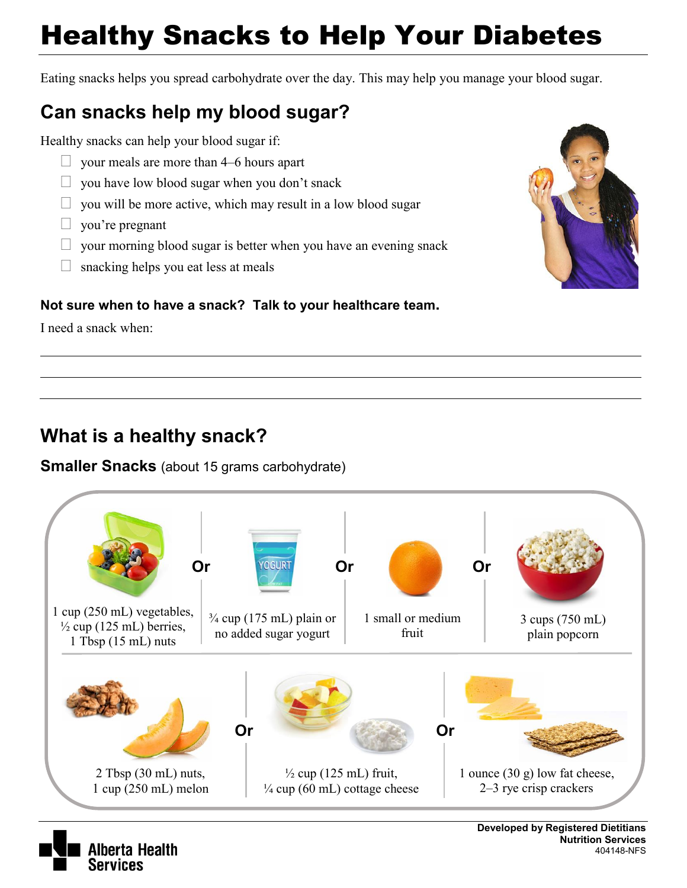# Healthy Snacks to Help Your Diabetes

Eating snacks helps you spread carbohydrate over the day. This may help you manage your blood sugar.

## Can snacks help my blood sugar?

Healthy snacks can help your blood sugar if:

- ☐ your meals are more than 4–6 hours apart
- ☐ you have low blood sugar when you don't snack
- ☐ you will be more active, which may result in a low blood sugar
- ☐ you're pregnant
- ☐ your morning blood sugar is better when you have an evening snack
- ☐ snacking helps you eat less at meals

**Not sure when to have a snack? Talk to your healthcare team.**

I need a snack when:

\_\_\_\_\_\_\_\_\_\_\_\_\_\_\_\_\_\_\_\_\_\_\_\_\_\_\_\_\_\_\_\_\_\_\_\_\_\_\_\_

\_\_\_\_\_\_\_\_\_\_\_\_\_\_\_\_\_\_\_\_\_\_\_\_\_\_\_\_\_\_\_\_\_\_\_\_\_\_\_\_

\_\_\_\_\_\_\_\_\_\_\_\_\_\_\_\_\_\_\_\_\_\_\_\_\_\_\_\_\_\_\_\_\_\_\_\_\_\_\_\_

## What is a healthy snack?

**Smaller Snacks** (about 15 grams carbohydrate)

- 1 cup (250 mL) vegetables, ½ cup (125 mL) berries, 1 Tbsp (15 mL) nuts

**Or**

- ¾ cup (175 mL) plain or no added sugar yogurt

**Or**

- 1 small or medium fruit

**Or**

- 3 cups (750 mL) plain popcorn

- 2 Tbsp (30 mL) nuts, 1 cup (250 mL) melon

**Or**

- ½ cup (125 mL) fruit, ¼ cup (60 mL) cottage cheese

**Or**

- 1 ounce (30 g) low fat cheese, 2–3 rye crisp crackers

Alberta Health Services

**Developed by Registered Dietitians**
**Nutrition Services**
404148-NFS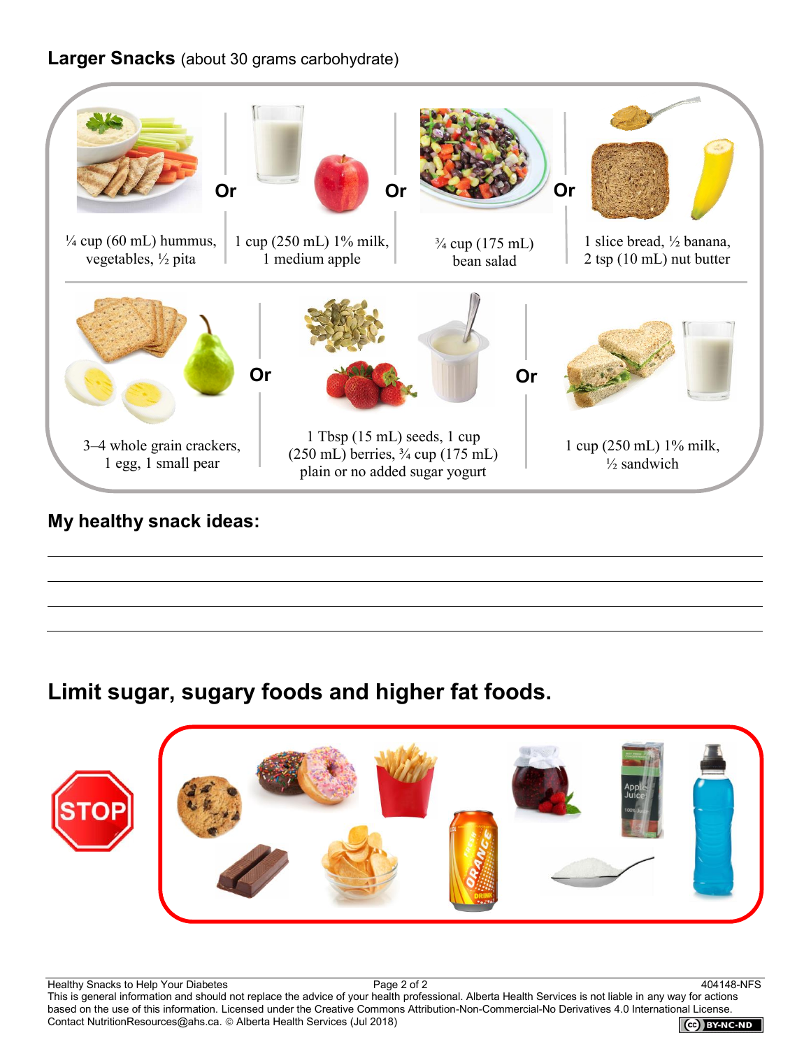## Larger Snacks (about 30 grams carbohydrate)

¼ cup (60 mL) hummus, vegetables, ½ pita

**Or**

1 cup (250 mL) 1% milk, 1 medium apple

**Or**

¾ cup (175 mL) bean salad

**Or**

1 slice bread, ½ banana, 2 tsp (10 mL) nut butter

3–4 whole grain crackers, 1 egg, 1 small pear

**Or**

1 Tbsp (15 mL) seeds, 1 cup (250 mL) berries, ¾ cup (175 mL) plain or no added sugar yogurt

**Or**

1 cup (250 mL) 1% milk, ½ sandwich

## My healthy snack ideas:

______________________________________________

______________________________________________

______________________________________________

______________________________________________

# Limit sugar, sugary foods and higher fat foods.

STOP

404148-NFS

This is general information and should not replace the advice of your health professional. Alberta Health Services is not liable in any way for actions based on the use of this information. Licensed under the Creative Commons Attribution-Non-Commercial-No Derivatives 4.0 International License. Contact NutritionResources@ahs.ca. © Alberta Health Services (Jul 2018)